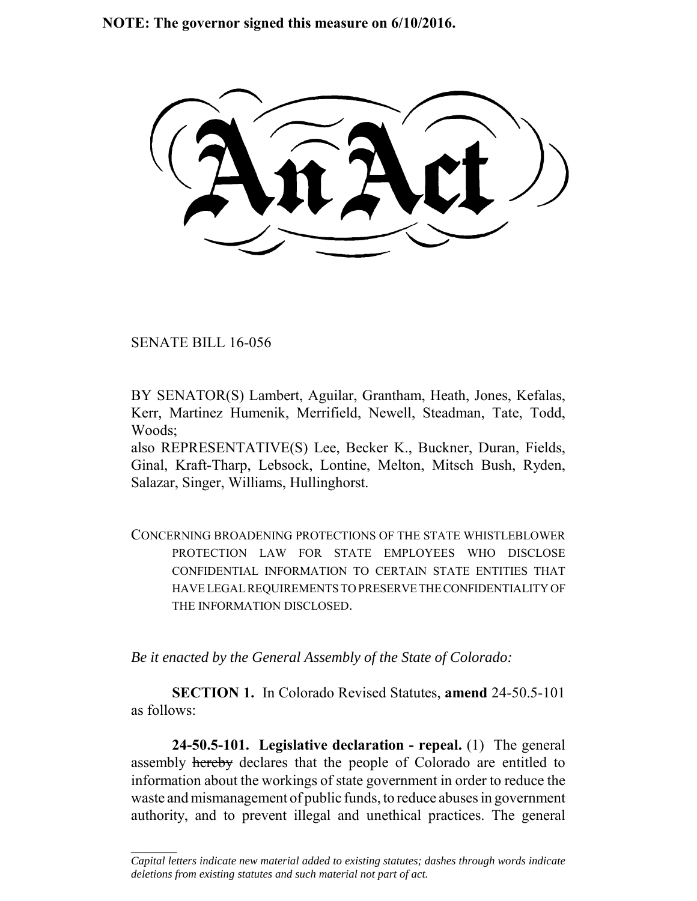**NOTE: The governor signed this measure on 6/10/2016.**

# An Act

SENATE BILL 16-056

BY SENATOR(S) Lambert, Aguilar, Grantham, Heath, Jones, Kefalas, Kerr, Martinez Humenik, Merrifield, Newell, Steadman, Tate, Todd, Woods;

also REPRESENTATIVE(S) Lee, Becker K., Buckner, Duran, Fields, Ginal, Kraft-Tharp, Lebsock, Lontine, Melton, Mitsch Bush, Ryden, Salazar, Singer, Williams, Hullinghorst.

CONCERNING BROADENING PROTECTIONS OF THE STATE WHISTLEBLOWER PROTECTION LAW FOR STATE EMPLOYEES WHO DISCLOSE CONFIDENTIAL INFORMATION TO CERTAIN STATE ENTITIES THAT HAVE LEGAL REQUIREMENTS TO PRESERVE THE CONFIDENTIALITY OF THE INFORMATION DISCLOSED.

*Be it enacted by the General Assembly of the State of Colorado:*

**SECTION 1.** In Colorado Revised Statutes, **amend** 24-50.5-101 as follows:

**24-50.5-101. Legislative declaration - repeal.** (1) The general assembly ~~hereby~~ declares that the people of Colorado are entitled to information about the workings of state government in order to reduce the waste and mismanagement of public funds, to reduce abuses in government authority, and to prevent illegal and unethical practices. The general

---

*Capital letters indicate new material added to existing statutes; dashes through words indicate deletions from existing statutes and such material not part of act.*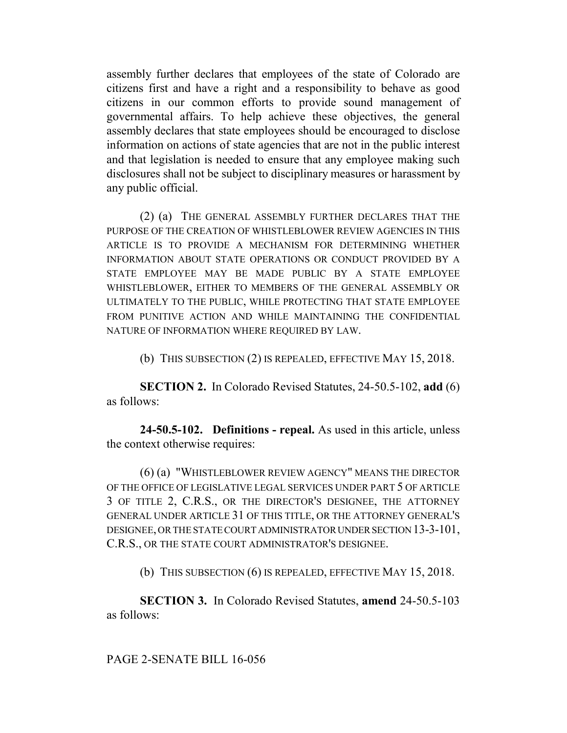assembly further declares that employees of the state of Colorado are citizens first and have a right and a responsibility to behave as good citizens in our common efforts to provide sound management of governmental affairs. To help achieve these objectives, the general assembly declares that state employees should be encouraged to disclose information on actions of state agencies that are not in the public interest and that legislation is needed to ensure that any employee making such disclosures shall not be subject to disciplinary measures or harassment by any public official.

(2) (a) THE GENERAL ASSEMBLY FURTHER DECLARES THAT THE PURPOSE OF THE CREATION OF WHISTLEBLOWER REVIEW AGENCIES IN THIS ARTICLE IS TO PROVIDE A MECHANISM FOR DETERMINING WHETHER INFORMATION ABOUT STATE OPERATIONS OR CONDUCT PROVIDED BY A STATE EMPLOYEE MAY BE MADE PUBLIC BY A STATE EMPLOYEE WHISTLEBLOWER, EITHER TO MEMBERS OF THE GENERAL ASSEMBLY OR ULTIMATELY TO THE PUBLIC, WHILE PROTECTING THAT STATE EMPLOYEE FROM PUNITIVE ACTION AND WHILE MAINTAINING THE CONFIDENTIAL NATURE OF INFORMATION WHERE REQUIRED BY LAW.

(b) THIS SUBSECTION (2) IS REPEALED, EFFECTIVE MAY 15, 2018.

**SECTION 2.** In Colorado Revised Statutes, 24-50.5-102, **add** (6) as follows:

**24-50.5-102. Definitions - repeal.** As used in this article, unless the context otherwise requires:

(6) (a) "WHISTLEBLOWER REVIEW AGENCY" MEANS THE DIRECTOR OF THE OFFICE OF LEGISLATIVE LEGAL SERVICES UNDER PART 5 OF ARTICLE 3 OF TITLE 2, C.R.S., OR THE DIRECTOR'S DESIGNEE, THE ATTORNEY GENERAL UNDER ARTICLE 31 OF THIS TITLE, OR THE ATTORNEY GENERAL'S DESIGNEE, OR THE STATE COURT ADMINISTRATOR UNDER SECTION 13-3-101, C.R.S., OR THE STATE COURT ADMINISTRATOR'S DESIGNEE.

(b) THIS SUBSECTION (6) IS REPEALED, EFFECTIVE MAY 15, 2018.

**SECTION 3.** In Colorado Revised Statutes, **amend** 24-50.5-103 as follows: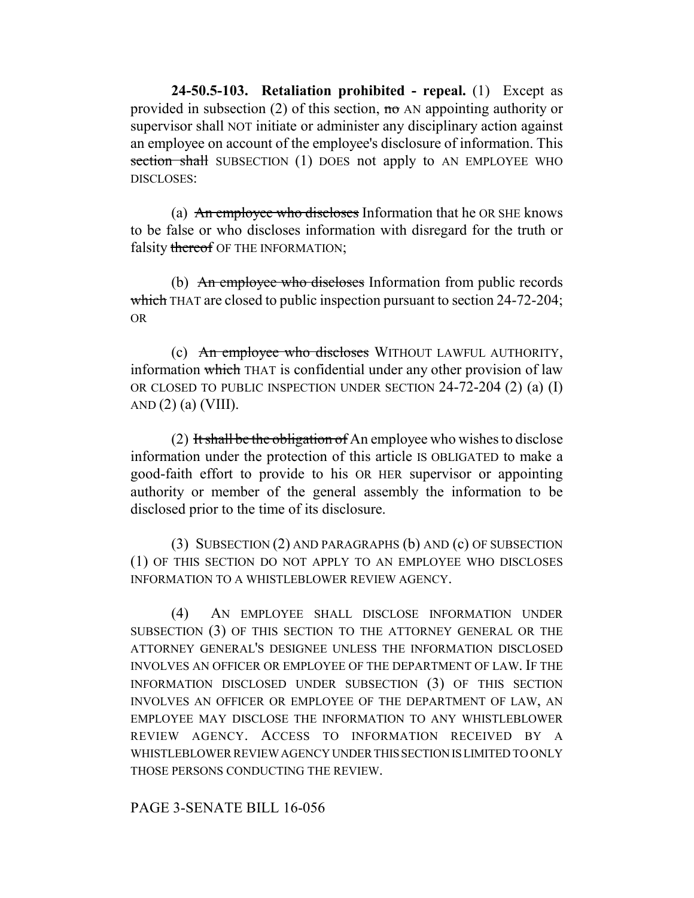**24-50.5-103. Retaliation prohibited - repeal.** (1) Except as provided in subsection (2) of this section, ~~no~~ AN appointing authority or supervisor shall NOT initiate or administer any disciplinary action against an employee on account of the employee's disclosure of information. This ~~section shall~~ SUBSECTION (1) DOES not apply to AN EMPLOYEE WHO DISCLOSES:

(a) ~~An employee who discloses~~ Information that he OR SHE knows to be false or who discloses information with disregard for the truth or falsity ~~thereof~~ OF THE INFORMATION;

(b) ~~An employee who discloses~~ Information from public records ~~which~~ THAT are closed to public inspection pursuant to section 24-72-204; OR

(c) ~~An employee who discloses~~ WITHOUT LAWFUL AUTHORITY, information ~~which~~ THAT is confidential under any other provision of law OR CLOSED TO PUBLIC INSPECTION UNDER SECTION 24-72-204 (2) (a) (I) AND (2) (a) (VIII).

(2) ~~It shall be the obligation of~~ An employee who wishes to disclose information under the protection of this article IS OBLIGATED to make a good-faith effort to provide to his OR HER supervisor or appointing authority or member of the general assembly the information to be disclosed prior to the time of its disclosure.

(3) SUBSECTION (2) AND PARAGRAPHS (b) AND (c) OF SUBSECTION (1) OF THIS SECTION DO NOT APPLY TO AN EMPLOYEE WHO DISCLOSES INFORMATION TO A WHISTLEBLOWER REVIEW AGENCY.

(4) AN EMPLOYEE SHALL DISCLOSE INFORMATION UNDER SUBSECTION (3) OF THIS SECTION TO THE ATTORNEY GENERAL OR THE ATTORNEY GENERAL'S DESIGNEE UNLESS THE INFORMATION DISCLOSED INVOLVES AN OFFICER OR EMPLOYEE OF THE DEPARTMENT OF LAW. IF THE INFORMATION DISCLOSED UNDER SUBSECTION (3) OF THIS SECTION INVOLVES AN OFFICER OR EMPLOYEE OF THE DEPARTMENT OF LAW, AN EMPLOYEE MAY DISCLOSE THE INFORMATION TO ANY WHISTLEBLOWER REVIEW AGENCY. ACCESS TO INFORMATION RECEIVED BY A WHISTLEBLOWER REVIEW AGENCY UNDER THIS SECTION IS LIMITED TO ONLY THOSE PERSONS CONDUCTING THE REVIEW.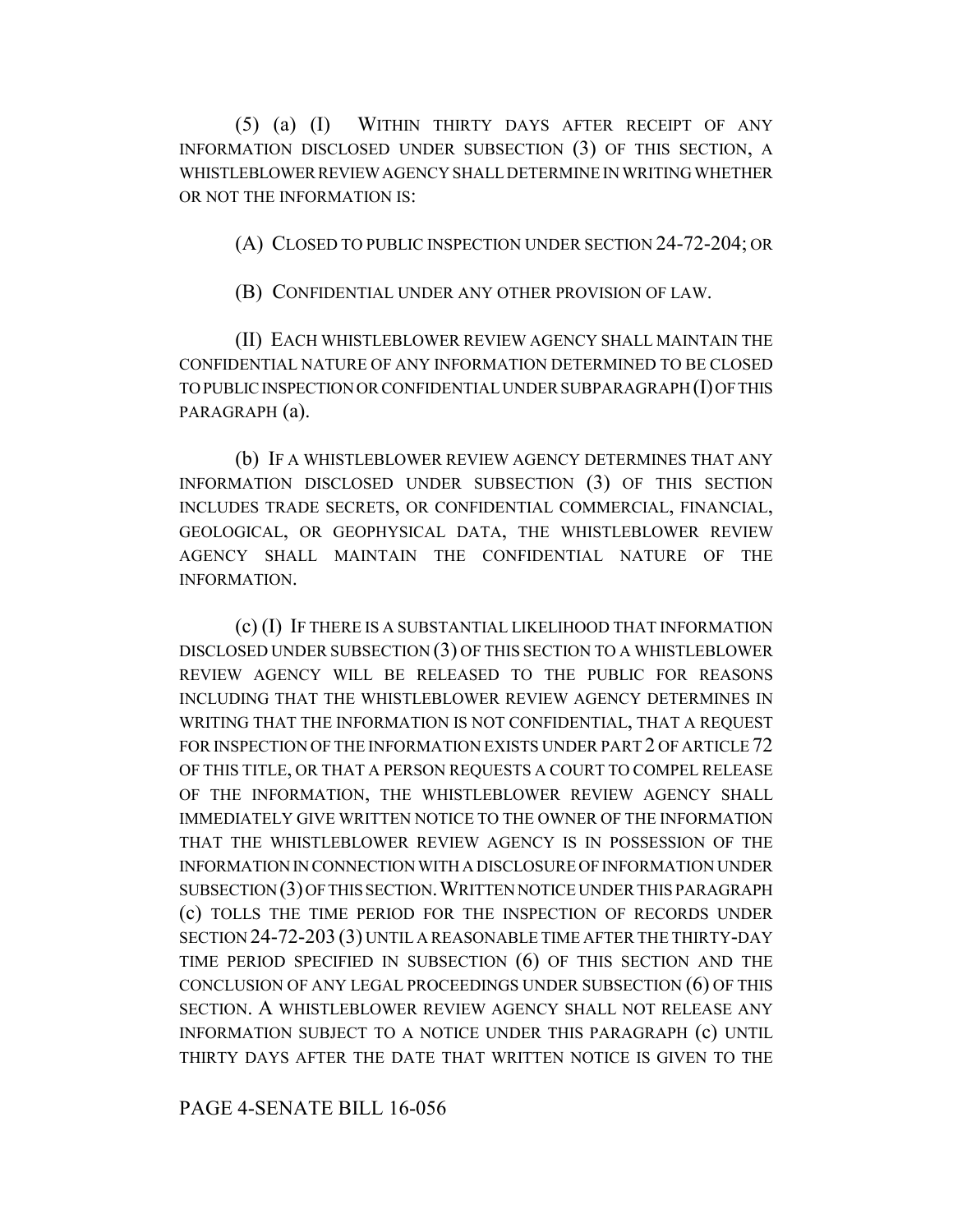(5) (a) (I) WITHIN THIRTY DAYS AFTER RECEIPT OF ANY INFORMATION DISCLOSED UNDER SUBSECTION (3) OF THIS SECTION, A WHISTLEBLOWER REVIEW AGENCY SHALL DETERMINE IN WRITING WHETHER OR NOT THE INFORMATION IS:

(A) CLOSED TO PUBLIC INSPECTION UNDER SECTION 24-72-204; OR

(B) CONFIDENTIAL UNDER ANY OTHER PROVISION OF LAW.

(II) EACH WHISTLEBLOWER REVIEW AGENCY SHALL MAINTAIN THE CONFIDENTIAL NATURE OF ANY INFORMATION DETERMINED TO BE CLOSED TO PUBLIC INSPECTION OR CONFIDENTIAL UNDER SUBPARAGRAPH (I) OF THIS PARAGRAPH (a).

(b) IF A WHISTLEBLOWER REVIEW AGENCY DETERMINES THAT ANY INFORMATION DISCLOSED UNDER SUBSECTION (3) OF THIS SECTION INCLUDES TRADE SECRETS, OR CONFIDENTIAL COMMERCIAL, FINANCIAL, GEOLOGICAL, OR GEOPHYSICAL DATA, THE WHISTLEBLOWER REVIEW AGENCY SHALL MAINTAIN THE CONFIDENTIAL NATURE OF THE INFORMATION.

(c) (I) IF THERE IS A SUBSTANTIAL LIKELIHOOD THAT INFORMATION DISCLOSED UNDER SUBSECTION (3) OF THIS SECTION TO A WHISTLEBLOWER REVIEW AGENCY WILL BE RELEASED TO THE PUBLIC FOR REASONS INCLUDING THAT THE WHISTLEBLOWER REVIEW AGENCY DETERMINES IN WRITING THAT THE INFORMATION IS NOT CONFIDENTIAL, THAT A REQUEST FOR INSPECTION OF THE INFORMATION EXISTS UNDER PART 2 OF ARTICLE 72 OF THIS TITLE, OR THAT A PERSON REQUESTS A COURT TO COMPEL RELEASE OF THE INFORMATION, THE WHISTLEBLOWER REVIEW AGENCY SHALL IMMEDIATELY GIVE WRITTEN NOTICE TO THE OWNER OF THE INFORMATION THAT THE WHISTLEBLOWER REVIEW AGENCY IS IN POSSESSION OF THE INFORMATION IN CONNECTION WITH A DISCLOSURE OF INFORMATION UNDER SUBSECTION (3) OF THIS SECTION. WRITTEN NOTICE UNDER THIS PARAGRAPH (c) TOLLS THE TIME PERIOD FOR THE INSPECTION OF RECORDS UNDER SECTION 24-72-203 (3) UNTIL A REASONABLE TIME AFTER THE THIRTY-DAY TIME PERIOD SPECIFIED IN SUBSECTION (6) OF THIS SECTION AND THE CONCLUSION OF ANY LEGAL PROCEEDINGS UNDER SUBSECTION (6) OF THIS SECTION. A WHISTLEBLOWER REVIEW AGENCY SHALL NOT RELEASE ANY INFORMATION SUBJECT TO A NOTICE UNDER THIS PARAGRAPH (c) UNTIL THIRTY DAYS AFTER THE DATE THAT WRITTEN NOTICE IS GIVEN TO THE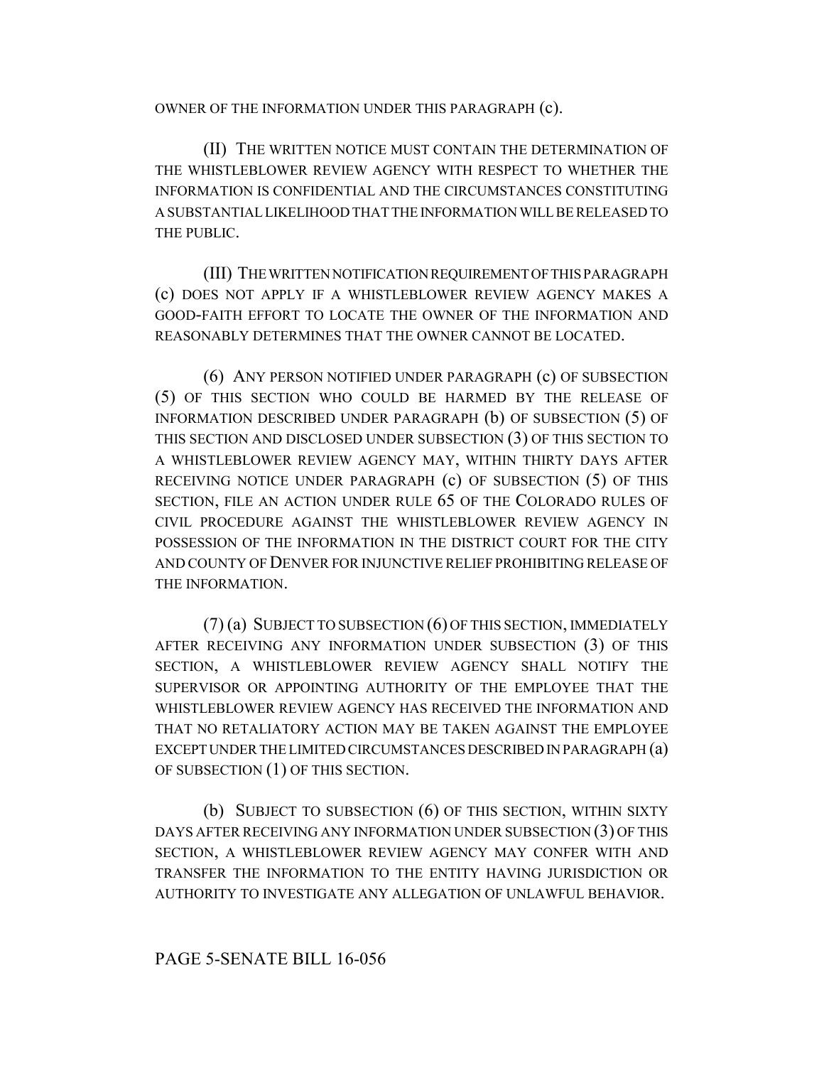OWNER OF THE INFORMATION UNDER THIS PARAGRAPH (c).

(II) THE WRITTEN NOTICE MUST CONTAIN THE DETERMINATION OF THE WHISTLEBLOWER REVIEW AGENCY WITH RESPECT TO WHETHER THE INFORMATION IS CONFIDENTIAL AND THE CIRCUMSTANCES CONSTITUTING A SUBSTANTIAL LIKELIHOOD THAT THE INFORMATION WILL BE RELEASED TO THE PUBLIC.

(III) THE WRITTEN NOTIFICATION REQUIREMENT OF THIS PARAGRAPH (c) DOES NOT APPLY IF A WHISTLEBLOWER REVIEW AGENCY MAKES A GOOD-FAITH EFFORT TO LOCATE THE OWNER OF THE INFORMATION AND REASONABLY DETERMINES THAT THE OWNER CANNOT BE LOCATED.

(6) ANY PERSON NOTIFIED UNDER PARAGRAPH (c) OF SUBSECTION (5) OF THIS SECTION WHO COULD BE HARMED BY THE RELEASE OF INFORMATION DESCRIBED UNDER PARAGRAPH (b) OF SUBSECTION (5) OF THIS SECTION AND DISCLOSED UNDER SUBSECTION (3) OF THIS SECTION TO A WHISTLEBLOWER REVIEW AGENCY MAY, WITHIN THIRTY DAYS AFTER RECEIVING NOTICE UNDER PARAGRAPH (c) OF SUBSECTION (5) OF THIS SECTION, FILE AN ACTION UNDER RULE 65 OF THE COLORADO RULES OF CIVIL PROCEDURE AGAINST THE WHISTLEBLOWER REVIEW AGENCY IN POSSESSION OF THE INFORMATION IN THE DISTRICT COURT FOR THE CITY AND COUNTY OF DENVER FOR INJUNCTIVE RELIEF PROHIBITING RELEASE OF THE INFORMATION.

(7) (a) SUBJECT TO SUBSECTION (6) OF THIS SECTION, IMMEDIATELY AFTER RECEIVING ANY INFORMATION UNDER SUBSECTION (3) OF THIS SECTION, A WHISTLEBLOWER REVIEW AGENCY SHALL NOTIFY THE SUPERVISOR OR APPOINTING AUTHORITY OF THE EMPLOYEE THAT THE WHISTLEBLOWER REVIEW AGENCY HAS RECEIVED THE INFORMATION AND THAT NO RETALIATORY ACTION MAY BE TAKEN AGAINST THE EMPLOYEE EXCEPT UNDER THE LIMITED CIRCUMSTANCES DESCRIBED IN PARAGRAPH (a) OF SUBSECTION (1) OF THIS SECTION.

(b) SUBJECT TO SUBSECTION (6) OF THIS SECTION, WITHIN SIXTY DAYS AFTER RECEIVING ANY INFORMATION UNDER SUBSECTION (3) OF THIS SECTION, A WHISTLEBLOWER REVIEW AGENCY MAY CONFER WITH AND TRANSFER THE INFORMATION TO THE ENTITY HAVING JURISDICTION OR AUTHORITY TO INVESTIGATE ANY ALLEGATION OF UNLAWFUL BEHAVIOR.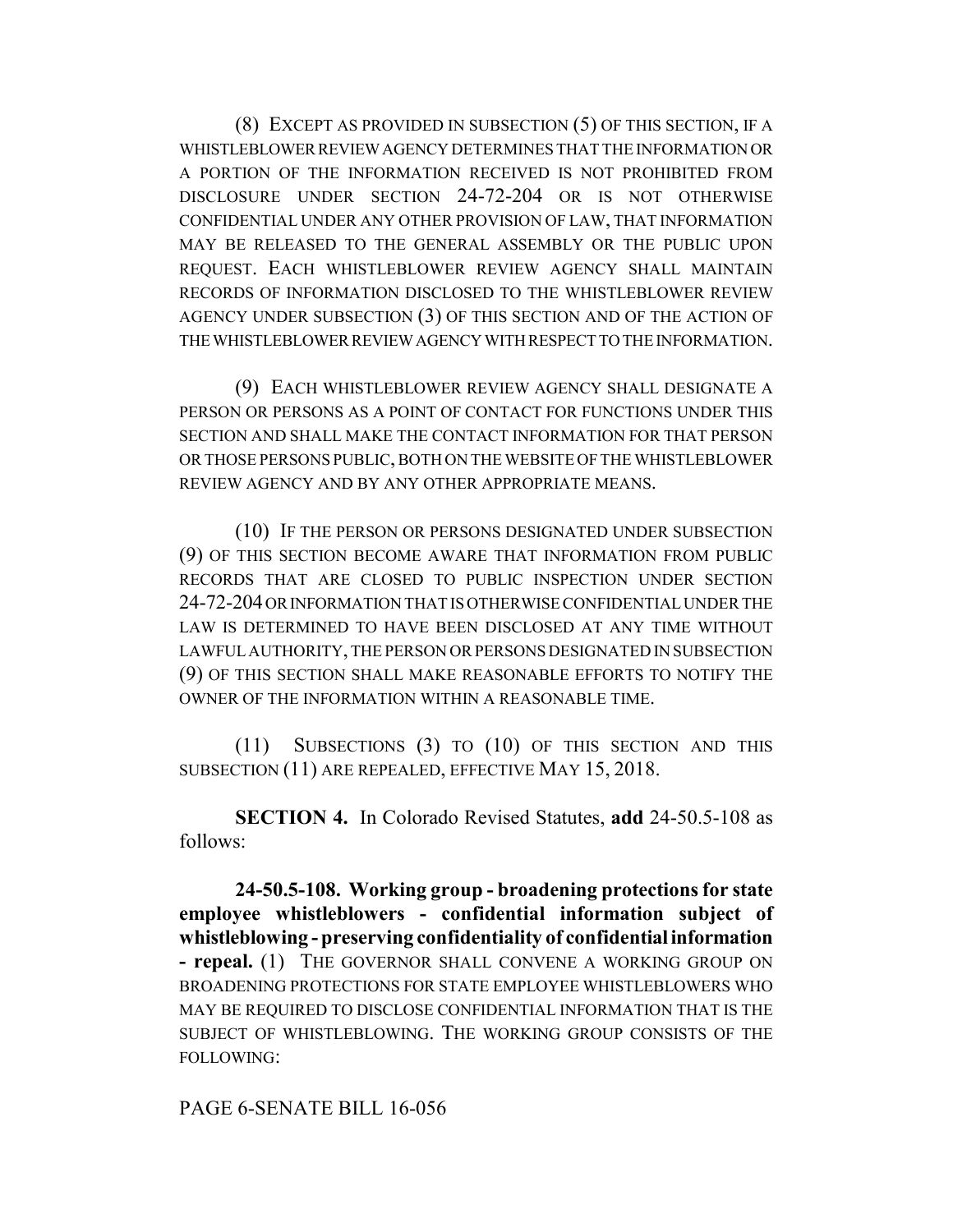(8) EXCEPT AS PROVIDED IN SUBSECTION (5) OF THIS SECTION, IF A WHISTLEBLOWER REVIEW AGENCY DETERMINES THAT THE INFORMATION OR A PORTION OF THE INFORMATION RECEIVED IS NOT PROHIBITED FROM DISCLOSURE UNDER SECTION 24-72-204 OR IS NOT OTHERWISE CONFIDENTIAL UNDER ANY OTHER PROVISION OF LAW, THAT INFORMATION MAY BE RELEASED TO THE GENERAL ASSEMBLY OR THE PUBLIC UPON REQUEST. EACH WHISTLEBLOWER REVIEW AGENCY SHALL MAINTAIN RECORDS OF INFORMATION DISCLOSED TO THE WHISTLEBLOWER REVIEW AGENCY UNDER SUBSECTION (3) OF THIS SECTION AND OF THE ACTION OF THE WHISTLEBLOWER REVIEW AGENCY WITH RESPECT TO THE INFORMATION.

(9) EACH WHISTLEBLOWER REVIEW AGENCY SHALL DESIGNATE A PERSON OR PERSONS AS A POINT OF CONTACT FOR FUNCTIONS UNDER THIS SECTION AND SHALL MAKE THE CONTACT INFORMATION FOR THAT PERSON OR THOSE PERSONS PUBLIC, BOTH ON THE WEBSITE OF THE WHISTLEBLOWER REVIEW AGENCY AND BY ANY OTHER APPROPRIATE MEANS.

(10) IF THE PERSON OR PERSONS DESIGNATED UNDER SUBSECTION (9) OF THIS SECTION BECOME AWARE THAT INFORMATION FROM PUBLIC RECORDS THAT ARE CLOSED TO PUBLIC INSPECTION UNDER SECTION 24-72-204 OR INFORMATION THAT IS OTHERWISE CONFIDENTIAL UNDER THE LAW IS DETERMINED TO HAVE BEEN DISCLOSED AT ANY TIME WITHOUT LAWFUL AUTHORITY, THE PERSON OR PERSONS DESIGNATED IN SUBSECTION (9) OF THIS SECTION SHALL MAKE REASONABLE EFFORTS TO NOTIFY THE OWNER OF THE INFORMATION WITHIN A REASONABLE TIME.

(11) SUBSECTIONS (3) TO (10) OF THIS SECTION AND THIS SUBSECTION (11) ARE REPEALED, EFFECTIVE MAY 15, 2018.

**SECTION 4.** In Colorado Revised Statutes, **add** 24-50.5-108 as follows:

**24-50.5-108. Working group - broadening protections for state employee whistleblowers - confidential information subject of whistleblowing - preserving confidentiality of confidential information - repeal.** (1) THE GOVERNOR SHALL CONVENE A WORKING GROUP ON BROADENING PROTECTIONS FOR STATE EMPLOYEE WHISTLEBLOWERS WHO MAY BE REQUIRED TO DISCLOSE CONFIDENTIAL INFORMATION THAT IS THE SUBJECT OF WHISTLEBLOWING. THE WORKING GROUP CONSISTS OF THE FOLLOWING:

PAGE 6-SENATE BILL 16-056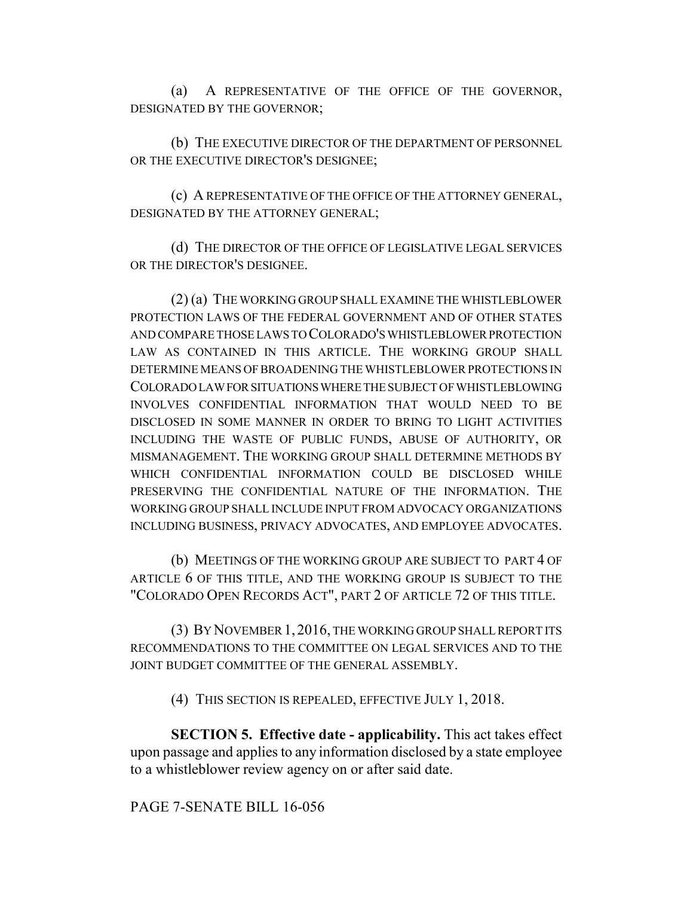(a) A REPRESENTATIVE OF THE OFFICE OF THE GOVERNOR, DESIGNATED BY THE GOVERNOR;

(b) THE EXECUTIVE DIRECTOR OF THE DEPARTMENT OF PERSONNEL OR THE EXECUTIVE DIRECTOR'S DESIGNEE;

(c) A REPRESENTATIVE OF THE OFFICE OF THE ATTORNEY GENERAL, DESIGNATED BY THE ATTORNEY GENERAL;

(d) THE DIRECTOR OF THE OFFICE OF LEGISLATIVE LEGAL SERVICES OR THE DIRECTOR'S DESIGNEE.

(2) (a) THE WORKING GROUP SHALL EXAMINE THE WHISTLEBLOWER PROTECTION LAWS OF THE FEDERAL GOVERNMENT AND OF OTHER STATES AND COMPARE THOSE LAWS TO COLORADO'S WHISTLEBLOWER PROTECTION LAW AS CONTAINED IN THIS ARTICLE. THE WORKING GROUP SHALL DETERMINE MEANS OF BROADENING THE WHISTLEBLOWER PROTECTIONS IN COLORADO LAW FOR SITUATIONS WHERE THE SUBJECT OF WHISTLEBLOWING INVOLVES CONFIDENTIAL INFORMATION THAT WOULD NEED TO BE DISCLOSED IN SOME MANNER IN ORDER TO BRING TO LIGHT ACTIVITIES INCLUDING THE WASTE OF PUBLIC FUNDS, ABUSE OF AUTHORITY, OR MISMANAGEMENT. THE WORKING GROUP SHALL DETERMINE METHODS BY WHICH CONFIDENTIAL INFORMATION COULD BE DISCLOSED WHILE PRESERVING THE CONFIDENTIAL NATURE OF THE INFORMATION. THE WORKING GROUP SHALL INCLUDE INPUT FROM ADVOCACY ORGANIZATIONS INCLUDING BUSINESS, PRIVACY ADVOCATES, AND EMPLOYEE ADVOCATES.

(b) MEETINGS OF THE WORKING GROUP ARE SUBJECT TO PART 4 OF ARTICLE 6 OF THIS TITLE, AND THE WORKING GROUP IS SUBJECT TO THE "COLORADO OPEN RECORDS ACT", PART 2 OF ARTICLE 72 OF THIS TITLE.

(3) BY NOVEMBER 1, 2016, THE WORKING GROUP SHALL REPORT ITS RECOMMENDATIONS TO THE COMMITTEE ON LEGAL SERVICES AND TO THE JOINT BUDGET COMMITTEE OF THE GENERAL ASSEMBLY.

(4) THIS SECTION IS REPEALED, EFFECTIVE JULY 1, 2018.

**SECTION 5. Effective date - applicability.** This act takes effect upon passage and applies to any information disclosed by a state employee to a whistleblower review agency on or after said date.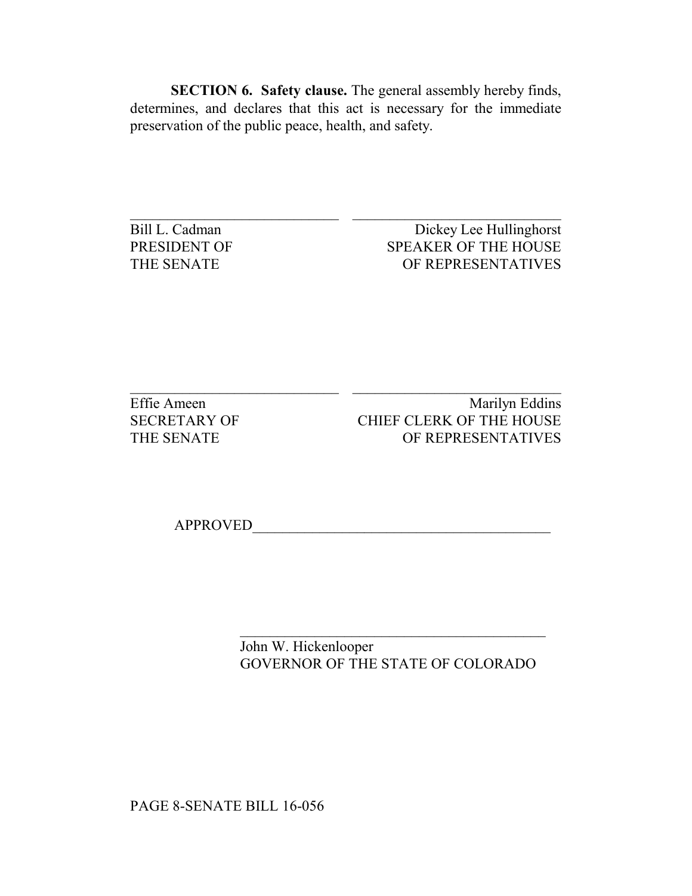**SECTION 6. Safety clause.** The general assembly hereby finds, determines, and declares that this act is necessary for the immediate preservation of the public peace, health, and safety.

____________________________  
Bill L. Cadman  
PRESIDENT OF  
THE SENATE

____________________________  
Dickey Lee Hullinghorst  
SPEAKER OF THE HOUSE  
OF REPRESENTATIVES

____________________________  
Effie Ameen  
SECRETARY OF  
THE SENATE

____________________________  
Marilyn Eddins  
CHIEF CLERK OF THE HOUSE  
OF REPRESENTATIVES

APPROVED________________________________________

________________________________________  
John W. Hickenlooper  
GOVERNOR OF THE STATE OF COLORADO

PAGE 8-SENATE BILL 16-056